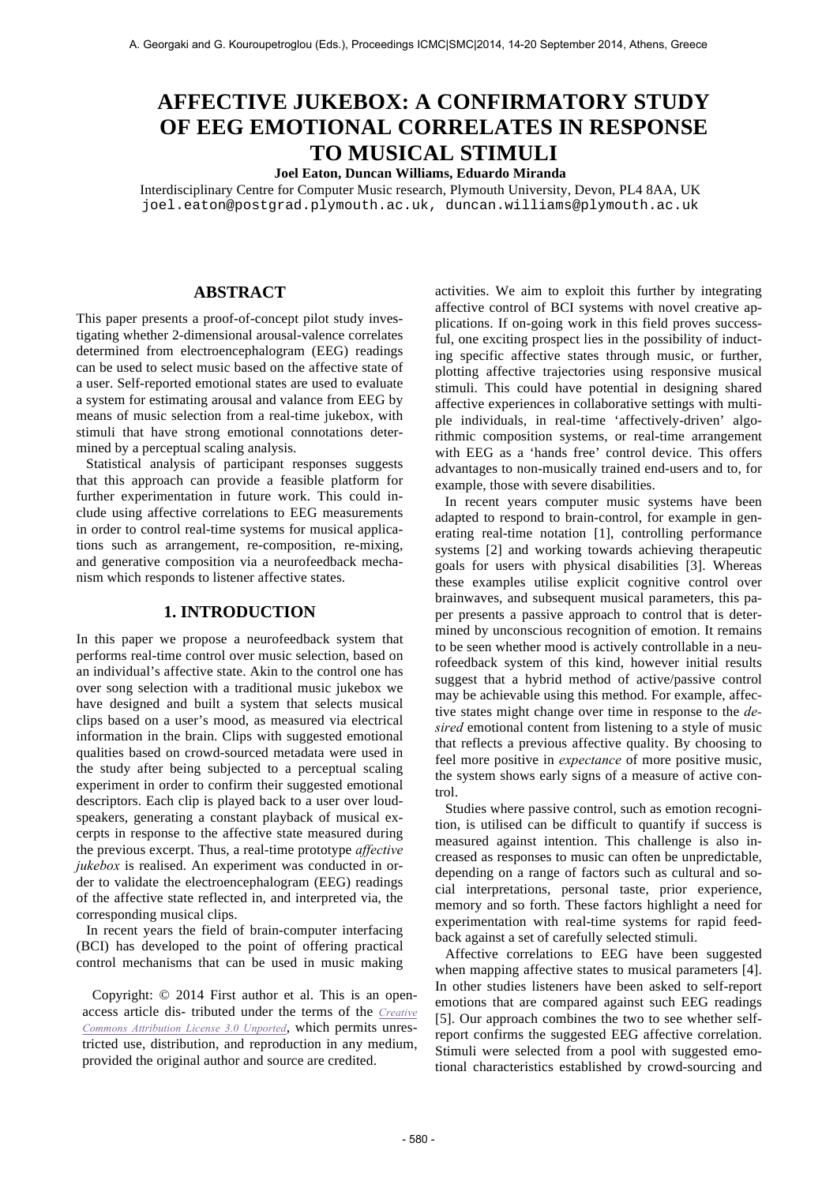# AFFECTIVE JUKEBOX: A CONFIRMATORY STUDY OF EEG EMOTIONAL CORRELATES IN RESPONSE TO MUSICAL STIMULI

**Joel Eaton, Duncan Williams, Eduardo Miranda**

Interdisciplinary Centre for Computer Music research, Plymouth University, Devon, PL4 8AA, UK
joel.eaton@postgrad.plymouth.ac.uk, duncan.williams@plymouth.ac.uk

## ABSTRACT

This paper presents a proof-of-concept pilot study investigating whether 2-dimensional arousal-valence correlates determined from electroencephalogram (EEG) readings can be used to select music based on the affective state of a user. Self-reported emotional states are used to evaluate a system for estimating arousal and valance from EEG by means of music selection from a real-time jukebox, with stimuli that have strong emotional connotations determined by a perceptual scaling analysis.

Statistical analysis of participant responses suggests that this approach can provide a feasible platform for further experimentation in future work. This could include using affective correlations to EEG measurements in order to control real-time systems for musical applications such as arrangement, re-composition, re-mixing, and generative composition via a neurofeedback mechanism which responds to listener affective states.

## 1. INTRODUCTION

In this paper we propose a neurofeedback system that performs real-time control over music selection, based on an individual's affective state. Akin to the control one has over song selection with a traditional music jukebox we have designed and built a system that selects musical clips based on a user's mood, as measured via electrical information in the brain. Clips with suggested emotional qualities based on crowd-sourced metadata were used in the study after being subjected to a perceptual scaling experiment in order to confirm their suggested emotional descriptors. Each clip is played back to a user over loudspeakers, generating a constant playback of musical excerpts in response to the affective state measured during the previous excerpt. Thus, a real-time prototype *affective jukebox* is realised. An experiment was conducted in order to validate the electroencephalogram (EEG) readings of the affective state reflected in, and interpreted via, the corresponding musical clips.

In recent years the field of brain-computer interfacing (BCI) has developed to the point of offering practical control mechanisms that can be used in music making activities. We aim to exploit this further by integrating affective control of BCI systems with novel creative applications. If on-going work in this field proves successful, one exciting prospect lies in the possibility of inducting specific affective states through music, or further, plotting affective trajectories using responsive musical stimuli. This could have potential in designing shared affective experiences in collaborative settings with multiple individuals, in real-time 'affectively-driven' algorithmic composition systems, or real-time arrangement with EEG as a 'hands free' control device. This offers advantages to non-musically trained end-users and to, for example, those with severe disabilities.

In recent years computer music systems have been adapted to respond to brain-control, for example in generating real-time notation [1], controlling performance systems [2] and working towards achieving therapeutic goals for users with physical disabilities [3]. Whereas these examples utilise explicit cognitive control over brainwaves, and subsequent musical parameters, this paper presents a passive approach to control that is determined by unconscious recognition of emotion. It remains to be seen whether mood is actively controllable in a neurofeedback system of this kind, however initial results suggest that a hybrid method of active/passive control may be achievable using this method. For example, affective states might change over time in response to the *desired* emotional content from listening to a style of music that reflects a previous affective quality. By choosing to feel more positive in *expectance* of more positive music, the system shows early signs of a measure of active control.

Studies where passive control, such as emotion recognition, is utilised can be difficult to quantify if success is measured against intention. This challenge is also increased as responses to music can often be unpredictable, depending on a range of factors such as cultural and social interpretations, personal taste, prior experience, memory and so forth. These factors highlight a need for experimentation with real-time systems for rapid feedback against a set of carefully selected stimuli.

Affective correlations to EEG have been suggested when mapping affective states to musical parameters [4]. In other studies listeners have been asked to self-report emotions that are compared against such EEG readings [5]. Our approach combines the two to see whether self-report confirms the suggested EEG affective correlation. Stimuli were selected from a pool with suggested emotional characteristics established by crowd-sourcing and

Copyright: © 2014 First author et al. This is an open-access article dis- tributed under the terms of the *Creative Commons Attribution License 3.0 Unported*, which permits unrestricted use, distribution, and reproduction in any medium, provided the original author and source are credited.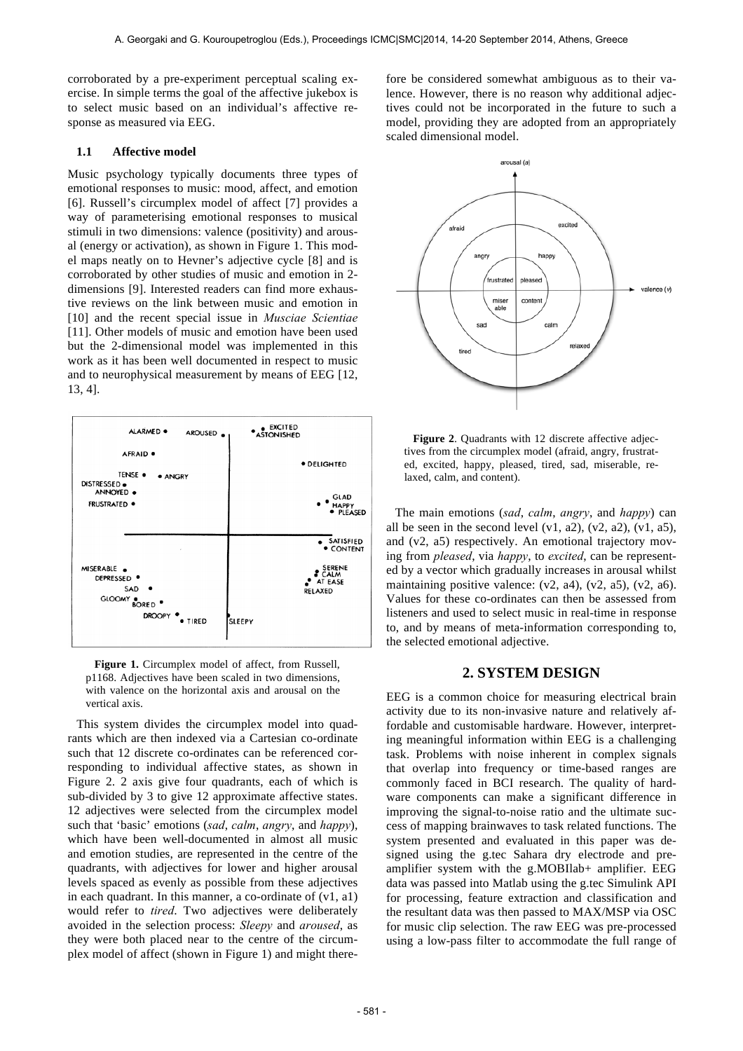corroborated by a pre-experiment perceptual scaling exercise. In simple terms the goal of the affective jukebox is to select music based on an individual's affective response as measured via EEG.

### 1.1 Affective model

Music psychology typically documents three types of emotional responses to music: mood, affect, and emotion [6]. Russell's circumplex model of affect [7] provides a way of parameterising emotional responses to musical stimuli in two dimensions: valence (positivity) and arousal (energy or activation), as shown in Figure 1. This model maps neatly on to Hevner's adjective cycle [8] and is corroborated by other studies of music and emotion in 2-dimensions [9]. Interested readers can find more exhaustive reviews on the link between music and emotion in [10] and the recent special issue in *Musciae Scientiae* [11]. Other models of music and emotion have been used but the 2-dimensional model was implemented in this work as it has been well documented in respect to music and to neurophysical measurement by means of EEG [12, 13, 4].

**Figure 1.** Circumplex model of affect, from Russell, p1168. Adjectives have been scaled in two dimensions, with valence on the horizontal axis and arousal on the vertical axis.

This system divides the circumplex model into quadrants which are then indexed via a Cartesian co-ordinate such that 12 discrete co-ordinates can be referenced corresponding to individual affective states, as shown in Figure 2. 2 axis give four quadrants, each of which is sub-divided by 3 to give 12 approximate affective states. 12 adjectives were selected from the circumplex model such that 'basic' emotions (*sad*, *calm*, *angry*, and *happy*), which have been well-documented in almost all music and emotion studies, are represented in the centre of the quadrants, with adjectives for lower and higher arousal levels spaced as evenly as possible from these adjectives in each quadrant. In this manner, a co-ordinate of (v1, a1) would refer to *tired*. Two adjectives were deliberately avoided in the selection process: *Sleepy* and *aroused*, as they were both placed near to the centre of the circumplex model of affect (shown in Figure 1) and might therefore be considered somewhat ambiguous as to their valence. However, there is no reason why additional adjectives could not be incorporated in the future to such a model, providing they are adopted from an appropriately scaled dimensional model.

**Figure 2**. Quadrants with 12 discrete affective adjectives from the circumplex model (afraid, angry, frustrated, excited, happy, pleased, tired, sad, miserable, relaxed, calm, and content).

The main emotions (*sad*, *calm*, *angry*, and *happy*) can all be seen in the second level (v1, a2), (v2, a2), (v1, a5), and (v2, a5) respectively. An emotional trajectory moving from *pleased*, via *happy*, to *excited*, can be represented by a vector which gradually increases in arousal whilst maintaining positive valence: (v2, a4), (v2, a5), (v2, a6). Values for these co-ordinates can then be assessed from listeners and used to select music in real-time in response to, and by means of meta-information corresponding to, the selected emotional adjective.

## 2. SYSTEM DESIGN

EEG is a common choice for measuring electrical brain activity due to its non-invasive nature and relatively affordable and customisable hardware. However, interpreting meaningful information within EEG is a challenging task. Problems with noise inherent in complex signals that overlap into frequency or time-based ranges are commonly faced in BCI research. The quality of hardware components can make a significant difference in improving the signal-to-noise ratio and the ultimate success of mapping brainwaves to task related functions. The system presented and evaluated in this paper was designed using the g.tec Sahara dry electrode and pre-amplifier system with the g.MOBIlab+ amplifier. EEG data was passed into Matlab using the g.tec Simulink API for processing, feature extraction and classification and the resultant data was then passed to MAX/MSP via OSC for music clip selection. The raw EEG was pre-processed using a low-pass filter to accommodate the full range of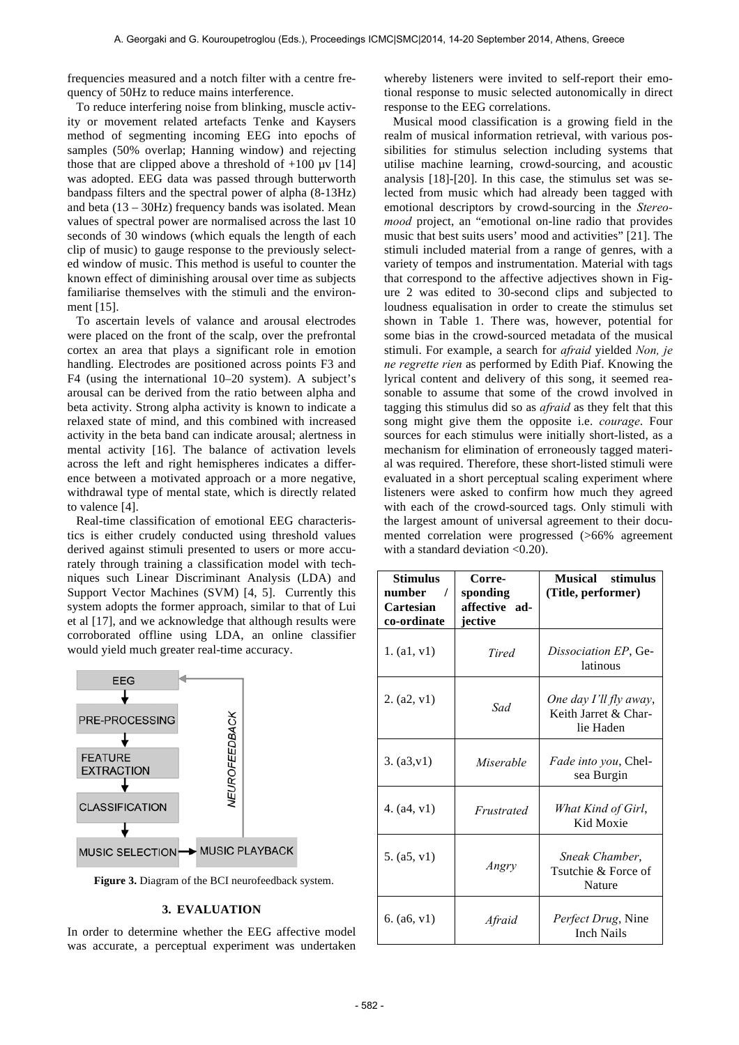frequencies measured and a notch filter with a centre frequency of 50Hz to reduce mains interference.

To reduce interfering noise from blinking, muscle activity or movement related artefacts Tenke and Kaysers method of segmenting incoming EEG into epochs of samples (50% overlap; Hanning window) and rejecting those that are clipped above a threshold of +100 µv [14] was adopted. EEG data was passed through butterworth bandpass filters and the spectral power of alpha (8-13Hz) and beta (13 – 30Hz) frequency bands was isolated. Mean values of spectral power are normalised across the last 10 seconds of 30 windows (which equals the length of each clip of music) to gauge response to the previously selected window of music. This method is useful to counter the known effect of diminishing arousal over time as subjects familiarise themselves with the stimuli and the environment [15].

To ascertain levels of valance and arousal electrodes were placed on the front of the scalp, over the prefrontal cortex an area that plays a significant role in emotion handling. Electrodes are positioned across points F3 and F4 (using the international 10–20 system). A subject's arousal can be derived from the ratio between alpha and beta activity. Strong alpha activity is known to indicate a relaxed state of mind, and this combined with increased activity in the beta band can indicate arousal; alertness in mental activity [16]. The balance of activation levels across the left and right hemispheres indicates a difference between a motivated approach or a more negative, withdrawal type of mental state, which is directly related to valence [4].

Real-time classification of emotional EEG characteristics is either crudely conducted using threshold values derived against stimuli presented to users or more accurately through training a classification model with techniques such Linear Discriminant Analysis (LDA) and Support Vector Machines (SVM) [4, 5]. Currently this system adopts the former approach, similar to that of Lui et al [17], and we acknowledge that although results were corroborated offline using LDA, an online classifier would yield much greater real-time accuracy.

EEG → PRE-PROCESSING → FEATURE EXTRACTION → CLASSIFICATION → MUSIC SELECTION → MUSIC PLAYBACK → NEUROFEEDBACK → EEG

**Figure 3.** Diagram of the BCI neurofeedback system.

## 3. EVALUATION

In order to determine whether the EEG affective model was accurate, a perceptual experiment was undertaken whereby listeners were invited to self-report their emotional response to music selected autonomically in direct response to the EEG correlations.

Musical mood classification is a growing field in the realm of musical information retrieval, with various possibilities for stimulus selection including systems that utilise machine learning, crowd-sourcing, and acoustic analysis [18]-[20]. In this case, the stimulus set was selected from music which had already been tagged with emotional descriptors by crowd-sourcing in the *Stereomood* project, an "emotional on-line radio that provides music that best suits users' mood and activities" [21]. The stimuli included material from a range of genres, with a variety of tempos and instrumentation. Material with tags that correspond to the affective adjectives shown in Figure 2 was edited to 30-second clips and subjected to loudness equalisation in order to create the stimulus set shown in Table 1. There was, however, potential for some bias in the crowd-sourced metadata of the musical stimuli. For example, a search for *afraid* yielded *Non, je ne regrette rien* as performed by Edith Piaf. Knowing the lyrical content and delivery of this song, it seemed reasonable to assume that some of the crowd involved in tagging this stimulus did so as *afraid* as they felt that this song might give them the opposite i.e. *courage*. Four sources for each stimulus were initially short-listed, as a mechanism for elimination of erroneously tagged material was required. Therefore, these short-listed stimuli were evaluated in a short perceptual scaling experiment where listeners were asked to confirm how much they agreed with each of the crowd-sourced tags. Only stimuli with the largest amount of universal agreement to their documented correlation were progressed (>66% agreement with a standard deviation <0.20).

| Stimulus number / Cartesian co-ordinate | Corresponding affective adjective | Musical stimulus (Title, performer) |
|---|---|---|
| 1. (a1, v1) | *Tired* | *Dissociation EP*, Gelatinous |
| 2. (a2, v1) | *Sad* | *One day I'll fly away*, Keith Jarret & Charlie Haden |
| 3. (a3,v1) | *Miserable* | *Fade into you*, Chelsea Burgin |
| 4. (a4, v1) | *Frustrated* | *What Kind of Girl*, Kid Moxie |
| 5. (a5, v1) | *Angry* | *Sneak Chamber*, Tsutchie & Force of Nature |
| 6. (a6, v1) | *Afraid* | *Perfect Drug*, Nine Inch Nails |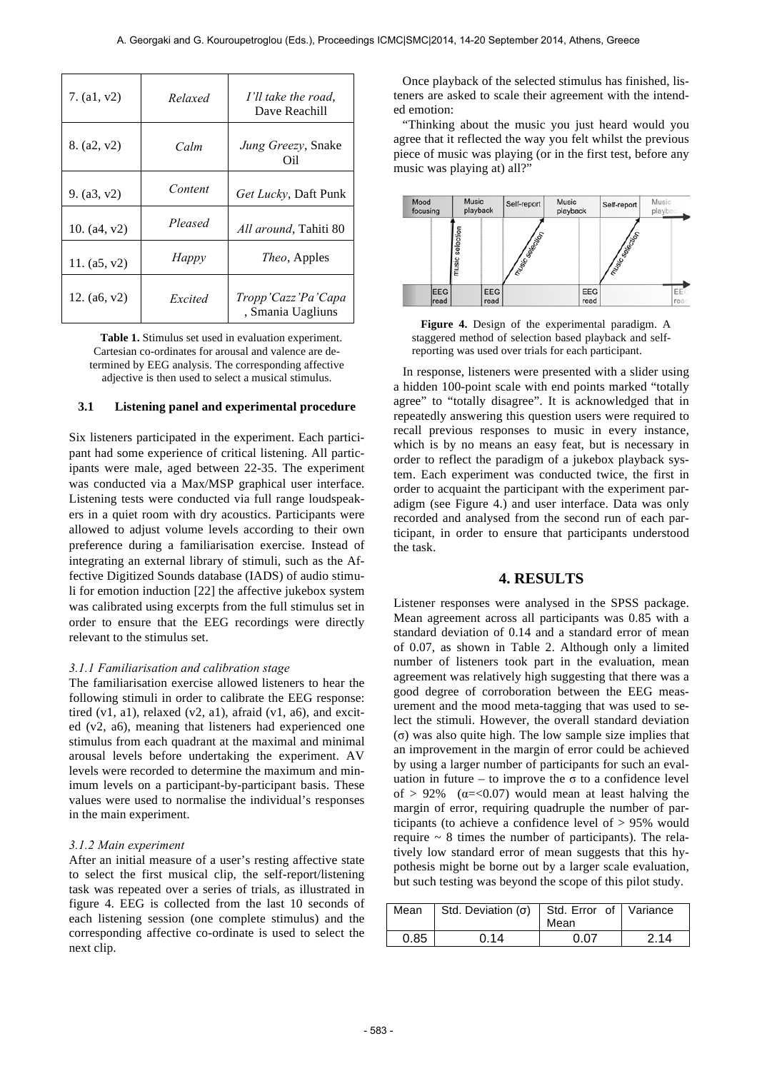| | | |
|---|---|---|
| 7. (a1, v2) | *Relaxed* | *I'll take the road*, Dave Reachill |
| 8. (a2, v2) | *Calm* | *Jung Greezy*, Snake Oil |
| 9. (a3, v2) | *Content* | *Get Lucky*, Daft Punk |
| 10. (a4, v2) | *Pleased* | *All around*, Tahiti 80 |
| 11. (a5, v2) | *Happy* | *Theo*, Apples |
| 12. (a6, v2) | *Excited* | *Tropp'Cazz'Pa'Capa*, Smania Uagliuns |

**Table 1.** Stimulus set used in evaluation experiment. Cartesian co-ordinates for arousal and valence are determined by EEG analysis. The corresponding affective adjective is then used to select a musical stimulus.

### 3.1 Listening panel and experimental procedure

Six listeners participated in the experiment. Each participant had some experience of critical listening. All participants were male, aged between 22-35. The experiment was conducted via a Max/MSP graphical user interface. Listening tests were conducted via full range loudspeakers in a quiet room with dry acoustics. Participants were allowed to adjust volume levels according to their own preference during a familiarisation exercise. Instead of integrating an external library of stimuli, such as the Affective Digitized Sounds database (IADS) of audio stimuli for emotion induction [22] the affective jukebox system was calibrated using excerpts from the full stimulus set in order to ensure that the EEG recordings were directly relevant to the stimulus set.

#### *3.1.1 Familiarisation and calibration stage*

The familiarisation exercise allowed listeners to hear the following stimuli in order to calibrate the EEG response: tired (v1, a1), relaxed (v2, a1), afraid (v1, a6), and excited (v2, a6), meaning that listeners had experienced one stimulus from each quadrant at the maximal and minimal arousal levels before undertaking the experiment. AV levels were recorded to determine the maximum and minimum levels on a participant-by-participant basis. These values were used to normalise the individual's responses in the main experiment.

#### *3.1.2 Main experiment*

After an initial measure of a user's resting affective state to select the first musical clip, the self-report/listening task was repeated over a series of trials, as illustrated in figure 4. EEG is collected from the last 10 seconds of each listening session (one complete stimulus) and the corresponding affective co-ordinate is used to select the next clip.

Once playback of the selected stimulus has finished, listeners are asked to scale their agreement with the intended emotion:

"Thinking about the music you just heard would you agree that it reflected the way you felt whilst the previous piece of music was playing (or in the first test, before any music was playing at) all?"

**Figure 4.** Design of the experimental paradigm. A staggered method of selection based playback and self-reporting was used over trials for each participant.

In response, listeners were presented with a slider using a hidden 100-point scale with end points marked "totally agree" to "totally disagree". It is acknowledged that in repeatedly answering this question users were required to recall previous responses to music in every instance, which is by no means an easy feat, but is necessary in order to reflect the paradigm of a jukebox playback system. Each experiment was conducted twice, the first in order to acquaint the participant with the experiment paradigm (see Figure 4.) and user interface. Data was only recorded and analysed from the second run of each participant, in order to ensure that participants understood the task.

## 4. RESULTS

Listener responses were analysed in the SPSS package. Mean agreement across all participants was 0.85 with a standard deviation of 0.14 and a standard error of mean of 0.07, as shown in Table 2. Although only a limited number of listeners took part in the evaluation, mean agreement was relatively high suggesting that there was a good degree of corroboration between the EEG measurement and the mood meta-tagging that was used to select the stimuli. However, the overall standard deviation ($\sigma$) was also quite high. The low sample size implies that an improvement in the margin of error could be achieved by using a larger number of participants for such an evaluation in future – to improve the $\sigma$ to a confidence level of $> 92\%$ ($\alpha =< 0.07$) would mean at least halving the margin of error, requiring quadruple the number of participants (to achieve a confidence level of $> 95\%$ would require ~ 8 times the number of participants). The relatively low standard error of mean suggests that this hypothesis might be borne out by a larger scale evaluation, but such testing was beyond the scope of this pilot study.

| Mean | Std. Deviation ($\sigma$) | Std. Error of Mean | Variance |
|---|---|---|---|
| 0.85 | 0.14 | 0.07 | 2.14 |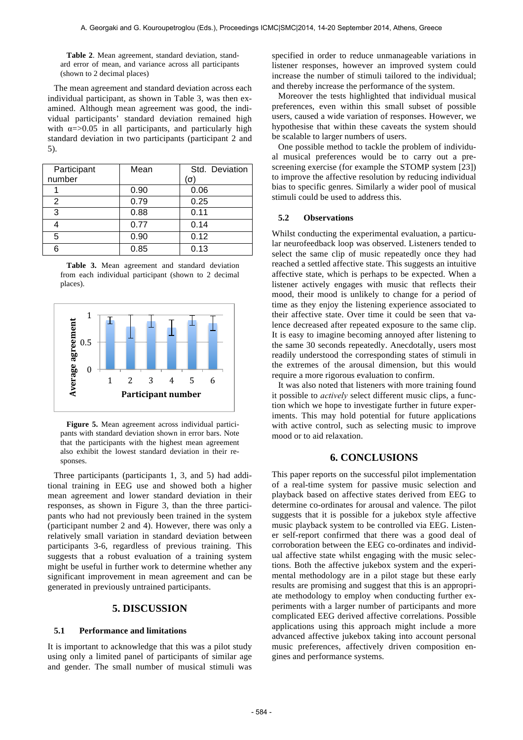**Table 2**. Mean agreement, standard deviation, standard error of mean, and variance across all participants (shown to 2 decimal places)

The mean agreement and standard deviation across each individual participant, as shown in Table 3, was then examined. Although mean agreement was good, the individual participants' standard deviation remained high with $\alpha = > 0.05$ in all participants, and particularly high standard deviation in two participants (participant 2 and 5).

| Participant number | Mean | Std. Deviation (σ) |
|---|---|---|
| 1 | 0.90 | 0.06 |
| 2 | 0.79 | 0.25 |
| 3 | 0.88 | 0.11 |
| 4 | 0.77 | 0.14 |
| 5 | 0.90 | 0.12 |
| 6 | 0.85 | 0.13 |

**Table 3.** Mean agreement and standard deviation from each individual participant (shown to 2 decimal places).

**Figure 5.** Mean agreement across individual participants with standard deviation shown in error bars. Note that the participants with the highest mean agreement also exhibit the lowest standard deviation in their responses.

Three participants (participants 1, 3, and 5) had additional training in EEG use and showed both a higher mean agreement and lower standard deviation in their responses, as shown in Figure 3, than the three participants who had not previously been trained in the system (participant number 2 and 4). However, there was only a relatively small variation in standard deviation between participants 3-6, regardless of previous training. This suggests that a robust evaluation of a training system might be useful in further work to determine whether any significant improvement in mean agreement and can be generated in previously untrained participants.

## 5. DISCUSSION

### 5.1 Performance and limitations

It is important to acknowledge that this was a pilot study using only a limited panel of participants of similar age and gender. The small number of musical stimuli was specified in order to reduce unmanageable variations in listener responses, however an improved system could increase the number of stimuli tailored to the individual; and thereby increase the performance of the system.

Moreover the tests highlighted that individual musical preferences, even within this small subset of possible users, caused a wide variation of responses. However, we hypothesise that within these caveats the system should be scalable to larger numbers of users.

One possible method to tackle the problem of individual musical preferences would be to carry out a pre-screening exercise (for example the STOMP system [23]) to improve the affective resolution by reducing individual bias to specific genres. Similarly a wider pool of musical stimuli could be used to address this.

### 5.2 Observations

Whilst conducting the experimental evaluation, a particular neurofeedback loop was observed. Listeners tended to select the same clip of music repeatedly once they had reached a settled affective state. This suggests an intuitive affective state, which is perhaps to be expected. When a listener actively engages with music that reflects their mood, their mood is unlikely to change for a period of time as they enjoy the listening experience associated to their affective state. Over time it could be seen that valence decreased after repeated exposure to the same clip. It is easy to imagine becoming annoyed after listening to the same 30 seconds repeatedly. Anecdotally, users most readily understood the corresponding states of stimuli in the extremes of the arousal dimension, but this would require a more rigorous evaluation to confirm.

It was also noted that listeners with more training found it possible to *actively* select different music clips, a function which we hope to investigate further in future experiments. This may hold potential for future applications with active control, such as selecting music to improve mood or to aid relaxation.

## 6. CONCLUSIONS

This paper reports on the successful pilot implementation of a real-time system for passive music selection and playback based on affective states derived from EEG to determine co-ordinates for arousal and valence. The pilot suggests that it is possible for a jukebox style affective music playback system to be controlled via EEG. Listener self-report confirmed that there was a good deal of corroboration between the EEG co-ordinates and individual affective state whilst engaging with the music selections. Both the affective jukebox system and the experimental methodology are in a pilot stage but these early results are promising and suggest that this is an appropriate methodology to employ when conducting further experiments with a larger number of participants and more complicated EEG derived affective correlations. Possible applications using this approach might include a more advanced affective jukebox taking into account personal music preferences, affectively driven composition engines and performance systems.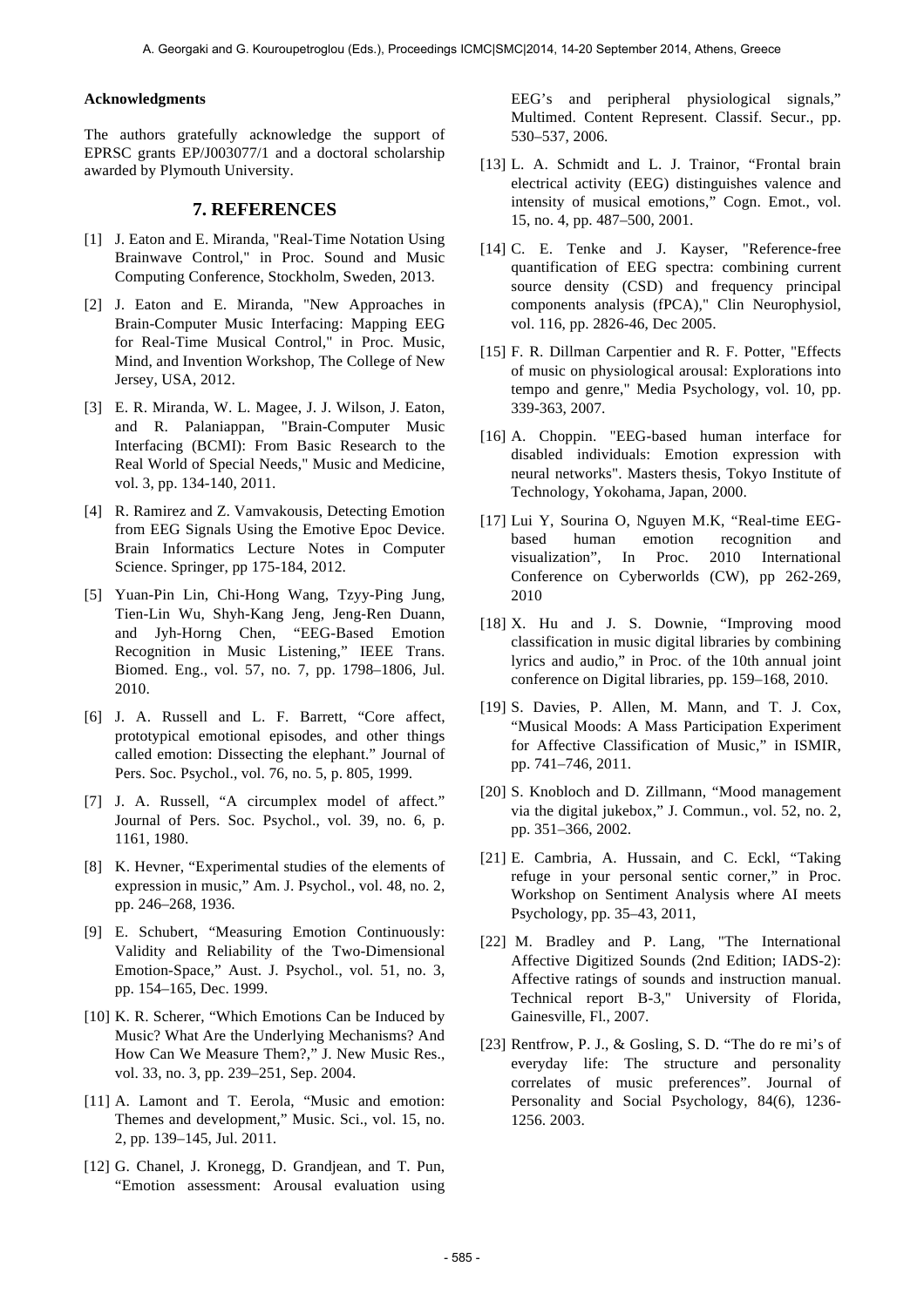**Acknowledgments**

The authors gratefully acknowledge the support of EPRSC grants EP/J003077/1 and a doctoral scholarship awarded by Plymouth University.

## 7. REFERENCES

[1] J. Eaton and E. Miranda, "Real-Time Notation Using Brainwave Control," in Proc. Sound and Music Computing Conference, Stockholm, Sweden, 2013.

[2] J. Eaton and E. Miranda, "New Approaches in Brain-Computer Music Interfacing: Mapping EEG for Real-Time Musical Control," in Proc. Music, Mind, and Invention Workshop, The College of New Jersey, USA, 2012.

[3] E. R. Miranda, W. L. Magee, J. J. Wilson, J. Eaton, and R. Palaniappan, "Brain-Computer Music Interfacing (BCMI): From Basic Research to the Real World of Special Needs," Music and Medicine, vol. 3, pp. 134-140, 2011.

[4] R. Ramirez and Z. Vamvakousis, Detecting Emotion from EEG Signals Using the Emotive Epoc Device. Brain Informatics Lecture Notes in Computer Science. Springer, pp 175-184, 2012.

[5] Yuan-Pin Lin, Chi-Hong Wang, Tzyy-Ping Jung, Tien-Lin Wu, Shyh-Kang Jeng, Jeng-Ren Duann, and Jyh-Horng Chen, "EEG-Based Emotion Recognition in Music Listening," IEEE Trans. Biomed. Eng., vol. 57, no. 7, pp. 1798–1806, Jul. 2010.

[6] J. A. Russell and L. F. Barrett, "Core affect, prototypical emotional episodes, and other things called emotion: Dissecting the elephant." Journal of Pers. Soc. Psychol., vol. 76, no. 5, p. 805, 1999.

[7] J. A. Russell, "A circumplex model of affect." Journal of Pers. Soc. Psychol., vol. 39, no. 6, p. 1161, 1980.

[8] K. Hevner, "Experimental studies of the elements of expression in music," Am. J. Psychol., vol. 48, no. 2, pp. 246–268, 1936.

[9] E. Schubert, "Measuring Emotion Continuously: Validity and Reliability of the Two-Dimensional Emotion-Space," Aust. J. Psychol., vol. 51, no. 3, pp. 154–165, Dec. 1999.

[10] K. R. Scherer, "Which Emotions Can be Induced by Music? What Are the Underlying Mechanisms? And How Can We Measure Them?," J. New Music Res., vol. 33, no. 3, pp. 239–251, Sep. 2004.

[11] A. Lamont and T. Eerola, "Music and emotion: Themes and development," Music. Sci., vol. 15, no. 2, pp. 139–145, Jul. 2011.

[12] G. Chanel, J. Kronegg, D. Grandjean, and T. Pun, "Emotion assessment: Arousal evaluation using EEG's and peripheral physiological signals," Multimed. Content Represent. Classif. Secur., pp. 530–537, 2006.

[13] L. A. Schmidt and L. J. Trainor, "Frontal brain electrical activity (EEG) distinguishes valence and intensity of musical emotions," Cogn. Emot., vol. 15, no. 4, pp. 487–500, 2001.

[14] C. E. Tenke and J. Kayser, "Reference-free quantification of EEG spectra: combining current source density (CSD) and frequency principal components analysis (fPCA)," Clin Neurophysiol, vol. 116, pp. 2826-46, Dec 2005.

[15] F. R. Dillman Carpentier and R. F. Potter, "Effects of music on physiological arousal: Explorations into tempo and genre," Media Psychology, vol. 10, pp. 339-363, 2007.

[16] A. Choppin. "EEG-based human interface for disabled individuals: Emotion expression with neural networks". Masters thesis, Tokyo Institute of Technology, Yokohama, Japan, 2000.

[17] Lui Y, Sourina O, Nguyen M.K, "Real-time EEG-based human emotion recognition and visualization", In Proc. 2010 International Conference on Cyberworlds (CW), pp 262-269, 2010

[18] X. Hu and J. S. Downie, "Improving mood classification in music digital libraries by combining lyrics and audio," in Proc. of the 10th annual joint conference on Digital libraries, pp. 159–168, 2010.

[19] S. Davies, P. Allen, M. Mann, and T. J. Cox, "Musical Moods: A Mass Participation Experiment for Affective Classification of Music," in ISMIR, pp. 741–746, 2011.

[20] S. Knobloch and D. Zillmann, "Mood management via the digital jukebox," J. Commun., vol. 52, no. 2, pp. 351–366, 2002.

[21] E. Cambria, A. Hussain, and C. Eckl, "Taking refuge in your personal sentic corner," in Proc. Workshop on Sentiment Analysis where AI meets Psychology, pp. 35–43, 2011,

[22] M. Bradley and P. Lang, "The International Affective Digitized Sounds (2nd Edition; IADS-2): Affective ratings of sounds and instruction manual. Technical report B-3," University of Florida, Gainesville, Fl., 2007.

[23] Rentfrow, P. J., & Gosling, S. D. "The do re mi's of everyday life: The structure and personality correlates of music preferences". Journal of Personality and Social Psychology, 84(6), 1236-1256. 2003.